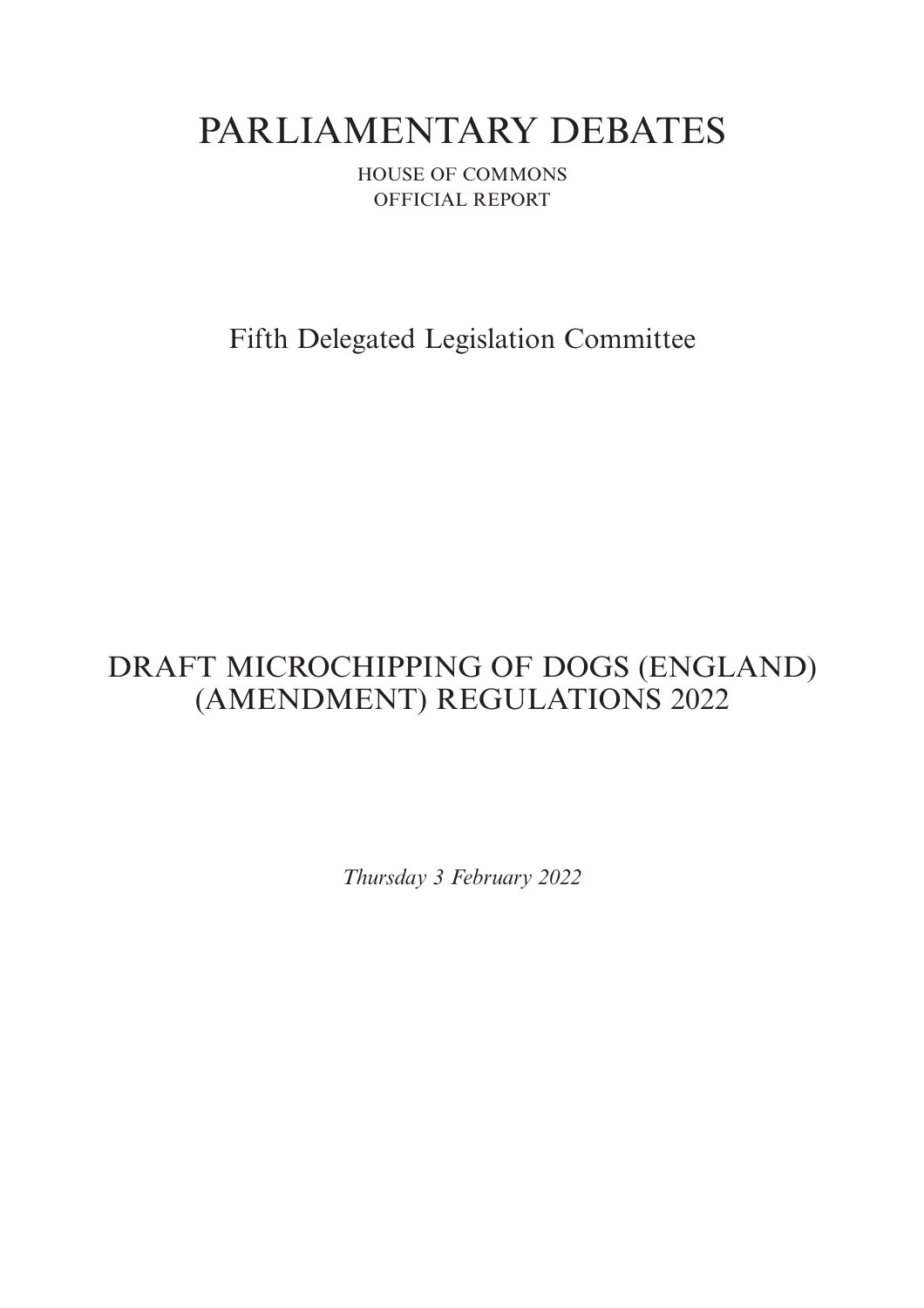# PARLIAMENTARY DEBATES

HOUSE OF COMMONS

OFFICIAL REPORT

## Fifth Delegated Legislation Committee

## DRAFT MICROCHIPPING OF DOGS (ENGLAND) (AMENDMENT) REGULATIONS 2022

*Thursday 3 February 2022*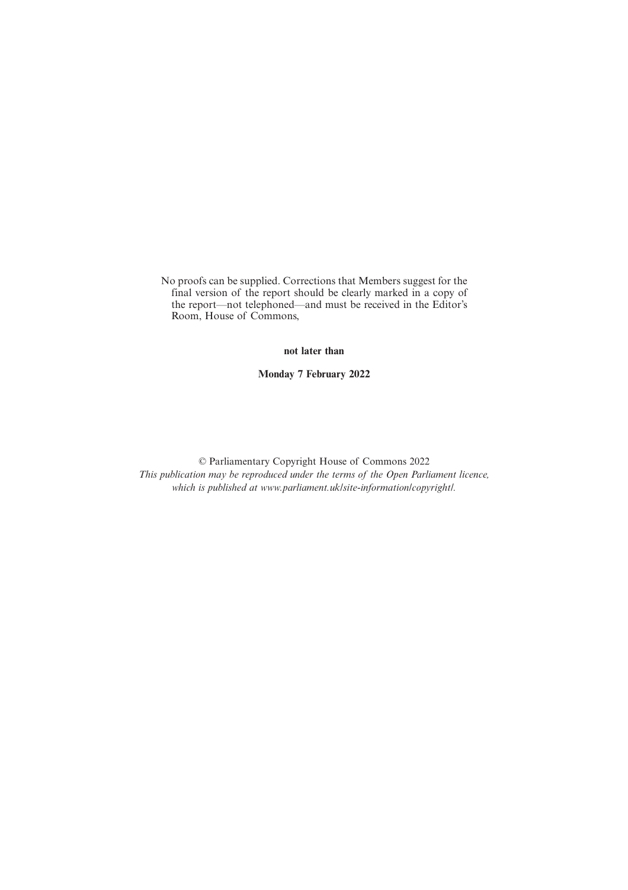No proofs can be supplied. Corrections that Members suggest for the final version of the report should be clearly marked in a copy of the report—not telephoned—and must be received in the Editor's Room, House of Commons,

**not later than**

**Monday 7 February 2022**

© Parliamentary Copyright House of Commons 2022
*This publication may be reproduced under the terms of the Open Parliament licence, which is published at www.parliament.uk/site-information/copyright/.*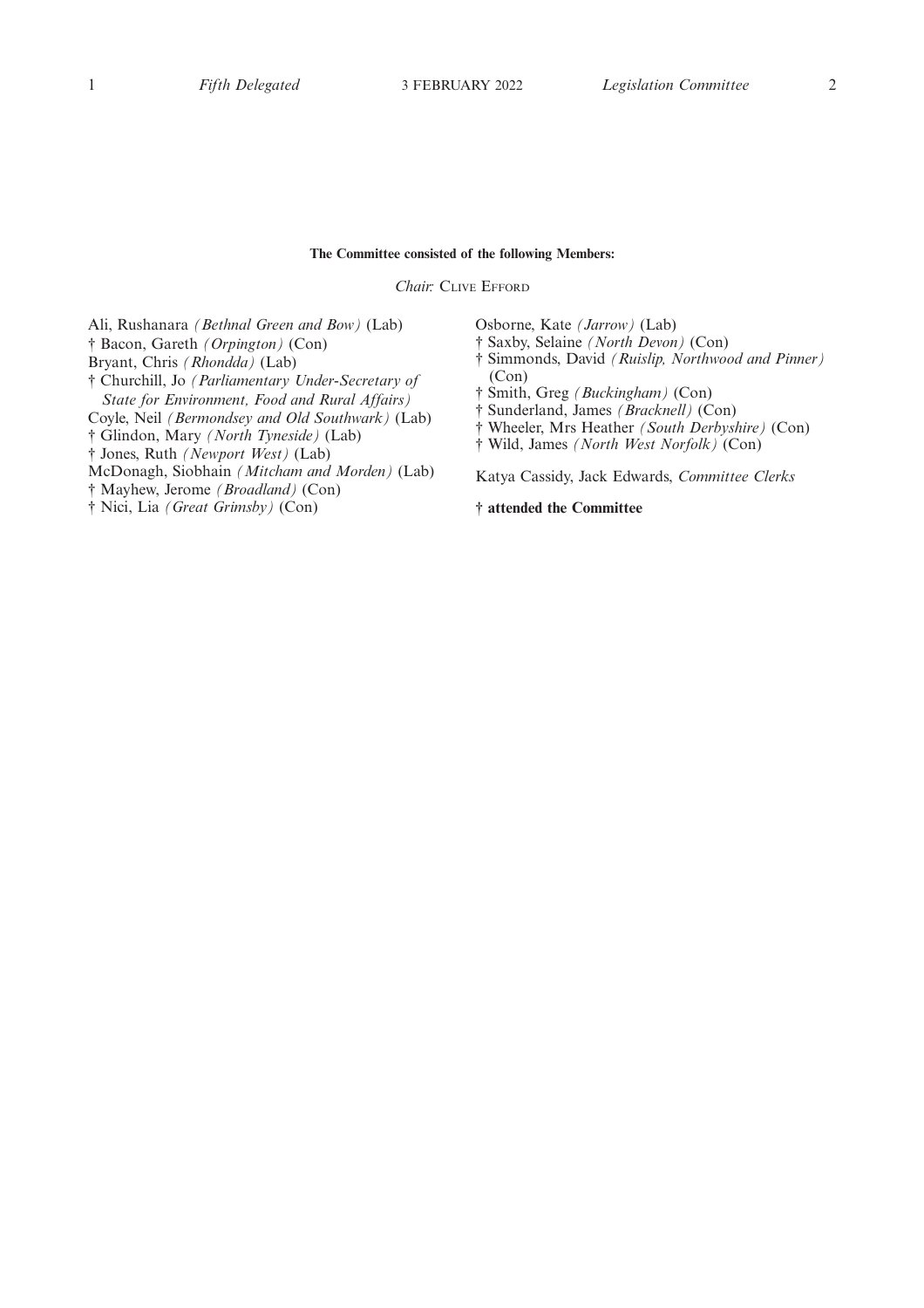**The Committee consisted of the following Members:**

*Chair:* Clive Efford

Ali, Rushanara *(Bethnal Green and Bow)* (Lab)
† Bacon, Gareth *(Orpington)* (Con)
Bryant, Chris *(Rhondda)* (Lab)
† Churchill, Jo *(Parliamentary Under-Secretary of State for Environment, Food and Rural Affairs)*
Coyle, Neil *(Bermondsey and Old Southwark)* (Lab)
† Glindon, Mary *(North Tyneside)* (Lab)
† Jones, Ruth *(Newport West)* (Lab)
McDonagh, Siobhain *(Mitcham and Morden)* (Lab)
† Mayhew, Jerome *(Broadland)* (Con)
† Nici, Lia *(Great Grimsby)* (Con)
Osborne, Kate *(Jarrow)* (Lab)
† Saxby, Selaine *(North Devon)* (Con)
† Simmonds, David *(Ruislip, Northwood and Pinner)* (Con)
† Smith, Greg *(Buckingham)* (Con)
† Sunderland, James *(Bracknell)* (Con)
† Wheeler, Mrs Heather *(South Derbyshire)* (Con)
† Wild, James *(North West Norfolk)* (Con)

Katya Cassidy, Jack Edwards, *Committee Clerks*

**† attended the Committee**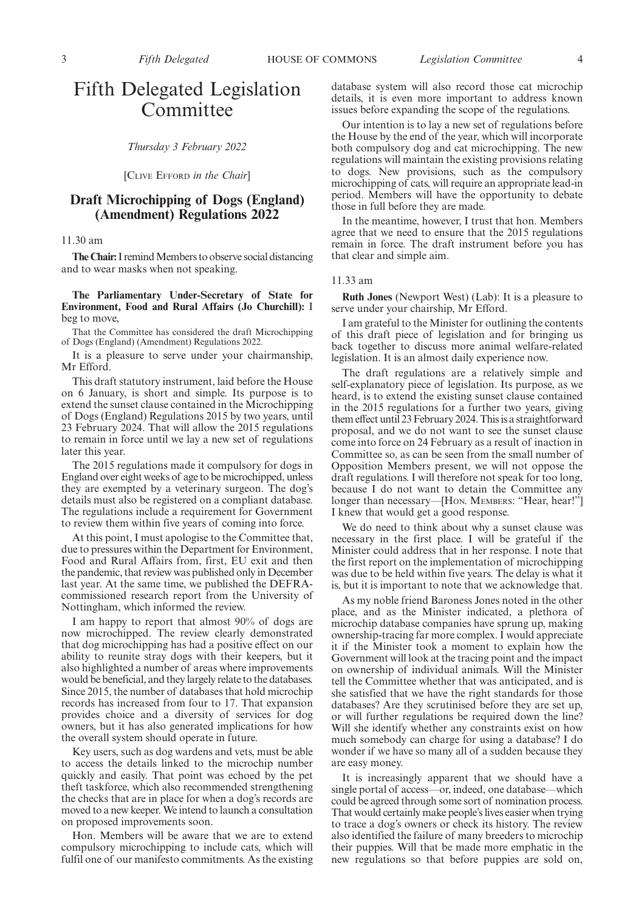# Fifth Delegated Legislation Committee

*Thursday 3 February 2022*

[Clive Efford *in the Chair*]

## Draft Microchipping of Dogs (England) (Amendment) Regulations 2022

11.30 am

**The Chair:** I remind Members to observe social distancing and to wear masks when not speaking.

**The Parliamentary Under-Secretary of State for Environment, Food and Rural Affairs (Jo Churchill):** I beg to move,

That the Committee has considered the draft Microchipping of Dogs (England) (Amendment) Regulations 2022.

It is a pleasure to serve under your chairmanship, Mr Efford.

This draft statutory instrument, laid before the House on 6 January, is short and simple. Its purpose is to extend the sunset clause contained in the Microchipping of Dogs (England) Regulations 2015 by two years, until 23 February 2024. That will allow the 2015 regulations to remain in force until we lay a new set of regulations later this year.

The 2015 regulations made it compulsory for dogs in England over eight weeks of age to be microchipped, unless they are exempted by a veterinary surgeon. The dog's details must also be registered on a compliant database. The regulations include a requirement for Government to review them within five years of coming into force.

At this point, I must apologise to the Committee that, due to pressures within the Department for Environment, Food and Rural Affairs from, first, EU exit and then the pandemic, that review was published only in December last year. At the same time, we published the DEFRA-commissioned research report from the University of Nottingham, which informed the review.

I am happy to report that almost 90% of dogs are now microchipped. The review clearly demonstrated that dog microchipping has had a positive effect on our ability to reunite stray dogs with their keepers, but it also highlighted a number of areas where improvements would be beneficial, and they largely relate to the databases. Since 2015, the number of databases that hold microchip records has increased from four to 17. That expansion provides choice and a diversity of services for dog owners, but it has also generated implications for how the overall system should operate in future.

Key users, such as dog wardens and vets, must be able to access the details linked to the microchip number quickly and easily. That point was echoed by the pet theft taskforce, which also recommended strengthening the checks that are in place for when a dog's records are moved to a new keeper. We intend to launch a consultation on proposed improvements soon.

Hon. Members will be aware that we are to extend compulsory microchipping to include cats, which will fulfil one of our manifesto commitments. As the existing database system will also record those cat microchip details, it is even more important to address known issues before expanding the scope of the regulations.

Our intention is to lay a new set of regulations before the House by the end of the year, which will incorporate both compulsory dog and cat microchipping. The new regulations will maintain the existing provisions relating to dogs. New provisions, such as the compulsory microchipping of cats, will require an appropriate lead-in period. Members will have the opportunity to debate those in full before they are made.

In the meantime, however, I trust that hon. Members agree that we need to ensure that the 2015 regulations remain in force. The draft instrument before you has that clear and simple aim.

11.33 am

**Ruth Jones** (Newport West) (Lab): It is a pleasure to serve under your chairship, Mr Efford.

I am grateful to the Minister for outlining the contents of this draft piece of legislation and for bringing us back together to discuss more animal welfare-related legislation. It is an almost daily experience now.

The draft regulations are a relatively simple and self-explanatory piece of legislation. Its purpose, as we heard, is to extend the existing sunset clause contained in the 2015 regulations for a further two years, giving them effect until 23 February 2024. This is a straightforward proposal, and we do not want to see the sunset clause come into force on 24 February as a result of inaction in Committee so, as can be seen from the small number of Opposition Members present, we will not oppose the draft regulations. I will therefore not speak for too long, because I do not want to detain the Committee any longer than necessary—[Hon. Members: "Hear, hear!"] I knew that would get a good response.

We do need to think about why a sunset clause was necessary in the first place. I will be grateful if the Minister could address that in her response. I note that the first report on the implementation of microchipping was due to be held within five years. The delay is what it is, but it is important to note that we acknowledge that.

As my noble friend Baroness Jones noted in the other place, and as the Minister indicated, a plethora of microchip database companies have sprung up, making ownership-tracing far more complex. I would appreciate it if the Minister took a moment to explain how the Government will look at the tracing point and the impact on ownership of individual animals. Will the Minister tell the Committee whether that was anticipated, and is she satisfied that we have the right standards for those databases? Are they scrutinised before they are set up, or will further regulations be required down the line? Will she identify whether any constraints exist on how much somebody can charge for using a database? I do wonder if we have so many all of a sudden because they are easy money.

It is increasingly apparent that we should have a single portal of access—or, indeed, one database—which could be agreed through some sort of nomination process. That would certainly make people's lives easier when trying to trace a dog's owners or check its history. The review also identified the failure of many breeders to microchip their puppies. Will that be made more emphatic in the new regulations so that before puppies are sold on,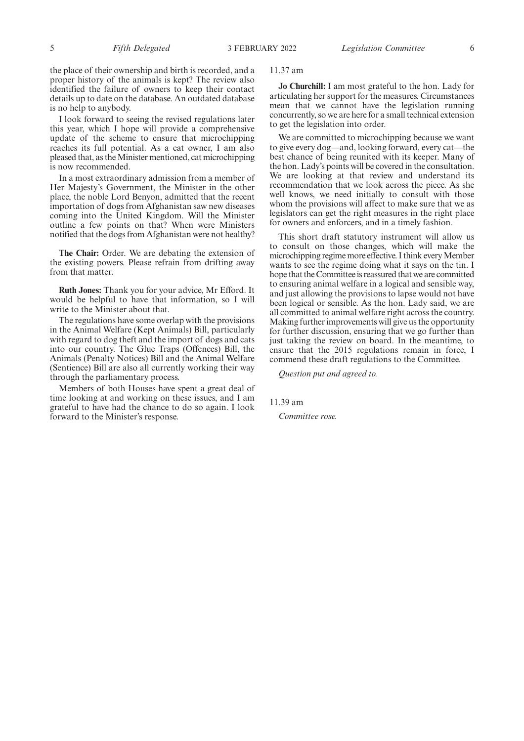the place of their ownership and birth is recorded, and a proper history of the animals is kept? The review also identified the failure of owners to keep their contact details up to date on the database. An outdated database is no help to anybody.

I look forward to seeing the revised regulations later this year, which I hope will provide a comprehensive update of the scheme to ensure that microchipping reaches its full potential. As a cat owner, I am also pleased that, as the Minister mentioned, cat microchipping is now recommended.

In a most extraordinary admission from a member of Her Majesty's Government, the Minister in the other place, the noble Lord Benyon, admitted that the recent importation of dogs from Afghanistan saw new diseases coming into the United Kingdom. Will the Minister outline a few points on that? When were Ministers notified that the dogs from Afghanistan were not healthy?

**The Chair:** Order. We are debating the extension of the existing powers. Please refrain from drifting away from that matter.

**Ruth Jones:** Thank you for your advice, Mr Efford. It would be helpful to have that information, so I will write to the Minister about that.

The regulations have some overlap with the provisions in the Animal Welfare (Kept Animals) Bill, particularly with regard to dog theft and the import of dogs and cats into our country. The Glue Traps (Offences) Bill, the Animals (Penalty Notices) Bill and the Animal Welfare (Sentience) Bill are also all currently working their way through the parliamentary process.

Members of both Houses have spent a great deal of time looking at and working on these issues, and I am grateful to have had the chance to do so again. I look forward to the Minister's response.

11.37 am

**Jo Churchill:** I am most grateful to the hon. Lady for articulating her support for the measures. Circumstances mean that we cannot have the legislation running concurrently, so we are here for a small technical extension to get the legislation into order.

We are committed to microchipping because we want to give every dog—and, looking forward, every cat—the best chance of being reunited with its keeper. Many of the hon. Lady's points will be covered in the consultation. We are looking at that review and understand its recommendation that we look across the piece. As she well knows, we need initially to consult with those whom the provisions will affect to make sure that we as legislators can get the right measures in the right place for owners and enforcers, and in a timely fashion.

This short draft statutory instrument will allow us to consult on those changes, which will make the microchipping regime more effective. I think every Member wants to see the regime doing what it says on the tin. I hope that the Committee is reassured that we are committed to ensuring animal welfare in a logical and sensible way, and just allowing the provisions to lapse would not have been logical or sensible. As the hon. Lady said, we are all committed to animal welfare right across the country. Making further improvements will give us the opportunity for further discussion, ensuring that we go further than just taking the review on board. In the meantime, to ensure that the 2015 regulations remain in force, I commend these draft regulations to the Committee.

*Question put and agreed to.*

11.39 am

*Committee rose.*